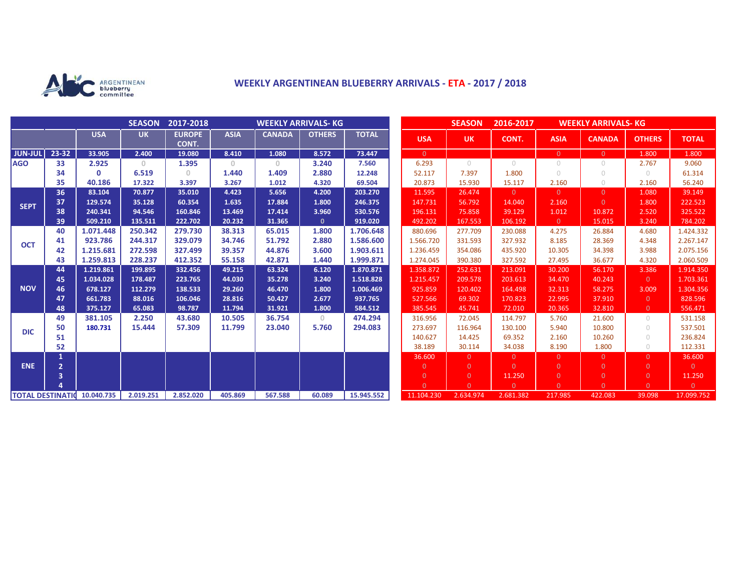# WEEKLY ARGENTINEAN BLUEBERRY ARRIVALS - ETA - 2017 / 2018

ARGENTINEAN blueberry committee

## SEASON 2017-2018 WEEKLY ARRIVALS- KG

| | | USA | UK | EUROPE CONT. | ASIA | CANADA | OTHERS | TOTAL |
|---|---|---|---|---|---|---|---|---|
| JUN-JUL | 23-32 | 33.905 | 2.400 | 19.080 | 8.410 | 1.080 | 8.572 | 73.447 |
| AGO | 33 | 2.925 | 0 | 1.395 | 0 | 0 | 3.240 | 7.560 |
| | 34 | 0 | 6.519 | 0 | 1.440 | 1.409 | 2.880 | 12.248 |
| | 35 | 40.186 | 17.322 | 3.397 | 3.267 | 1.012 | 4.320 | 69.504 |
| SEPT | 36 | 83.104 | 70.877 | 35.010 | 4.423 | 5.656 | 4.200 | 203.270 |
| | 37 | 129.574 | 35.128 | 60.354 | 1.635 | 17.884 | 1.800 | 246.375 |
| | 38 | 240.341 | 94.546 | 160.846 | 13.469 | 17.414 | 3.960 | 530.576 |
| | 39 | 509.210 | 135.511 | 222.702 | 20.232 | 31.365 | 0 | 919.020 |
| OCT | 40 | 1.071.448 | 250.342 | 279.730 | 38.313 | 65.015 | 1.800 | 1.706.648 |
| | 41 | 923.786 | 244.317 | 329.079 | 34.746 | 51.792 | 2.880 | 1.586.600 |
| | 42 | 1.215.681 | 272.598 | 327.499 | 39.357 | 44.876 | 3.600 | 1.903.611 |
| | 43 | 1.259.813 | 228.237 | 412.352 | 55.158 | 42.871 | 1.440 | 1.999.871 |
| NOV | 44 | 1.219.861 | 199.895 | 332.456 | 49.215 | 63.324 | 6.120 | 1.870.871 |
| | 45 | 1.034.028 | 178.487 | 223.765 | 44.030 | 35.278 | 3.240 | 1.518.828 |
| | 46 | 678.127 | 112.279 | 138.533 | 29.260 | 46.470 | 1.800 | 1.006.469 |
| | 47 | 661.783 | 88.016 | 106.046 | 28.816 | 50.427 | 2.677 | 937.765 |
| | 48 | 375.127 | 65.083 | 98.787 | 11.794 | 31.921 | 1.800 | 584.512 |
| DIC | 49 | 381.105 | 2.250 | 43.680 | 10.505 | 36.754 | 0 | 474.294 |
| | 50 | 180.731 | 15.444 | 57.309 | 11.799 | 23.040 | 5.760 | 294.083 |
| | 51 | | | | | | | |
| | 52 | | | | | | | |
| ENE | 1 | | | | | | | |
| | 2 | | | | | | | |
| | 3 | | | | | | | |
| | 4 | | | | | | | |
| TOTAL DESTINATIO | | 10.040.735 | 2.019.251 | 2.852.020 | 405.869 | 567.588 | 60.089 | 15.945.552 |

## SEASON 2016-2017 WEEKLY ARRIVALS- KG

| | | USA | UK | CONT. | ASIA | CANADA | OTHERS | TOTAL |
|---|---|---|---|---|---|---|---|---|
| JUN-JUL | 23-32 | 0 | | | 0 | 0 | 1.800 | 1.800 |
| AGO | 33 | 6.293 | 0 | 0 | 0 | 0 | 2.767 | 9.060 |
| | 34 | 52.117 | 7.397 | 1.800 | 0 | 0 | 0 | 61.314 |
| | 35 | 20.873 | 15.930 | 15.117 | 2.160 | 0 | 2.160 | 56.240 |
| SEPT | 36 | 11.595 | 26.474 | 0 | 0 | 0 | 1.080 | 39.149 |
| | 37 | 147.731 | 56.792 | 14.040 | 2.160 | 0 | 1.800 | 222.523 |
| | 38 | 196.131 | 75.858 | 39.129 | 1.012 | 10.872 | 2.520 | 325.522 |
| | 39 | 492.202 | 167.553 | 106.192 | 0 | 15.015 | 3.240 | 784.202 |
| OCT | 40 | 880.696 | 277.709 | 230.088 | 4.275 | 26.884 | 4.680 | 1.424.332 |
| | 41 | 1.566.720 | 331.593 | 327.932 | 8.185 | 28.369 | 4.348 | 2.267.147 |
| | 42 | 1.236.459 | 354.086 | 435.920 | 10.305 | 34.398 | 3.988 | 2.075.156 |
| | 43 | 1.274.045 | 390.380 | 327.592 | 27.495 | 36.677 | 4.320 | 2.060.509 |
| NOV | 44 | 1.358.872 | 252.631 | 213.091 | 30.200 | 56.170 | 3.386 | 1.914.350 |
| | 45 | 1.215.457 | 209.578 | 203.613 | 34.470 | 40.243 | 0 | 1.703.361 |
| | 46 | 925.859 | 120.402 | 164.498 | 32.313 | 58.275 | 3.009 | 1.304.356 |
| | 47 | 527.566 | 69.302 | 170.823 | 22.995 | 37.910 | 0 | 828.596 |
| | 48 | 385.545 | 45.741 | 72.010 | 20.365 | 32.810 | 0 | 556.471 |
| DIC | 49 | 316.956 | 72.045 | 114.797 | 5.760 | 21.600 | 0 | 531.158 |
| | 50 | 273.697 | 116.964 | 130.100 | 5.940 | 10.800 | 0 | 537.501 |
| | 51 | 140.627 | 14.425 | 69.352 | 2.160 | 10.260 | 0 | 236.824 |
| | 52 | 38.189 | 30.114 | 34.038 | 8.190 | 1.800 | 0 | 112.331 |
| ENE | 1 | 36.600 | 0 | 0 | 0 | 0 | 0 | 36.600 |
| | 2 | 0 | 0 | 0 | 0 | 0 | 0 | 0 |
| | 3 | 0 | 0 | 11.250 | 0 | 0 | 0 | 11.250 |
| | 4 | 0 | 0 | 0 | 0 | 0 | 0 | 0 |
| TOTAL DESTINATIO | | 11.104.230 | 2.634.974 | 2.681.382 | 217.985 | 422.083 | 39.098 | 17.099.752 |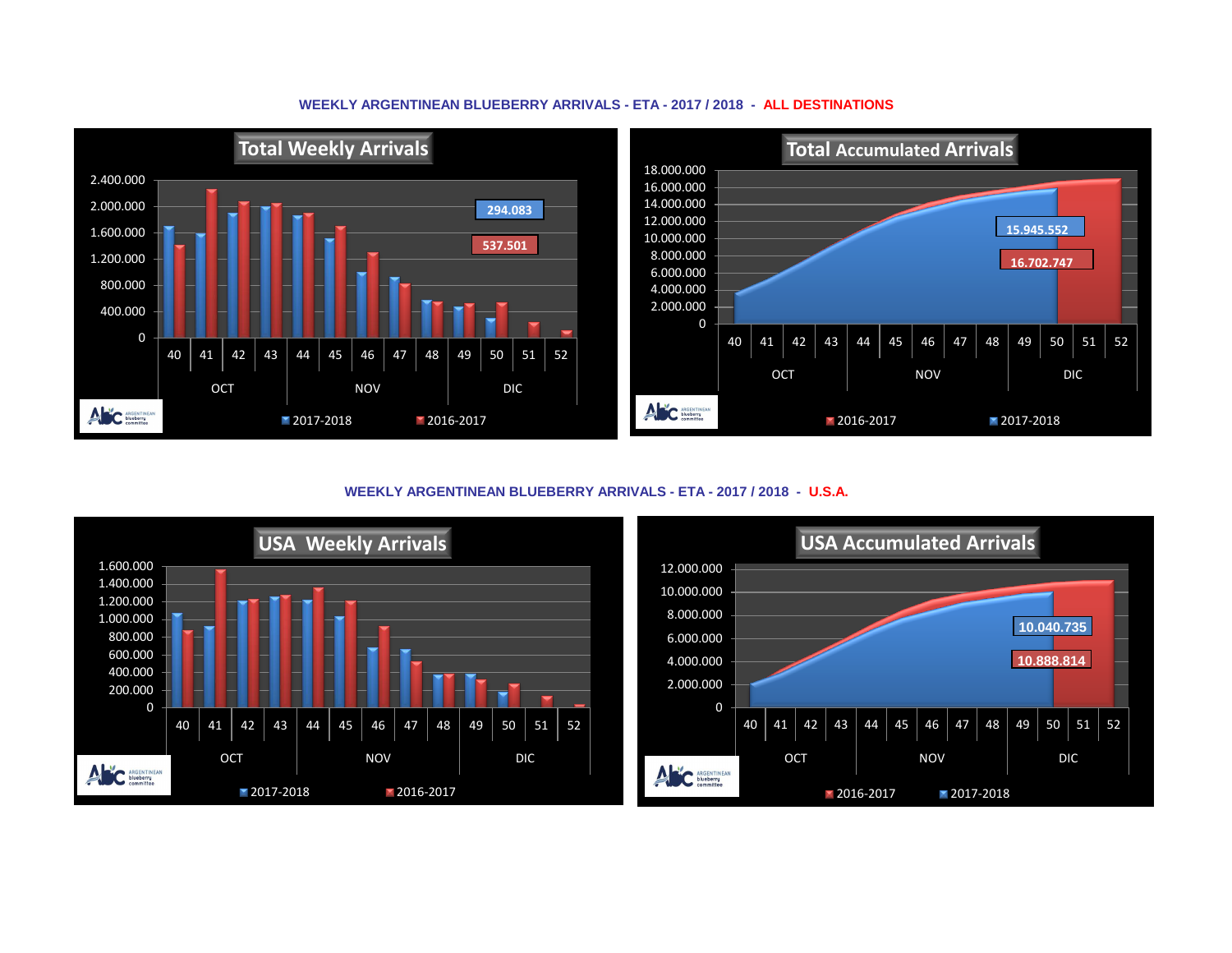## WEEKLY ARGENTINEAN BLUEBERRY ARRIVALS - ETA - 2017 / 2018 - ALL DESTINATIONS

**Total Weekly Arrivals**

2017-2018: 294.083

2016-2017: 537.501

Weeks: 40, 41, 42, 43 (OCT); 44, 45, 46, 47, 48 (NOV); 49, 50, 51, 52 (DIC)

Legend: 2017-2018, 2016-2017

**Total Accumulated Arrivals**

2017-2018: 15.945.552

2016-2017: 16.702.747

Weeks: 40, 41, 42, 43 (OCT); 44, 45, 46, 47, 48 (NOV); 49, 50, 51, 52 (DIC)

Legend: 2016-2017, 2017-2018

## WEEKLY ARGENTINEAN BLUEBERRY ARRIVALS - ETA - 2017 / 2018 - U.S.A.

**USA Weekly Arrivals**

Weeks: 40, 41, 42, 43 (OCT); 44, 45, 46, 47, 48 (NOV); 49, 50, 51, 52 (DIC)

Legend: 2017-2018, 2016-2017

**USA Accumulated Arrivals**

2017-2018: 10.040.735

2016-2017: 10.888.814

Weeks: 40, 41, 42, 43 (OCT); 44, 45, 46, 47, 48 (NOV); 49, 50, 51, 52 (DIC)

Legend: 2016-2017, 2017-2018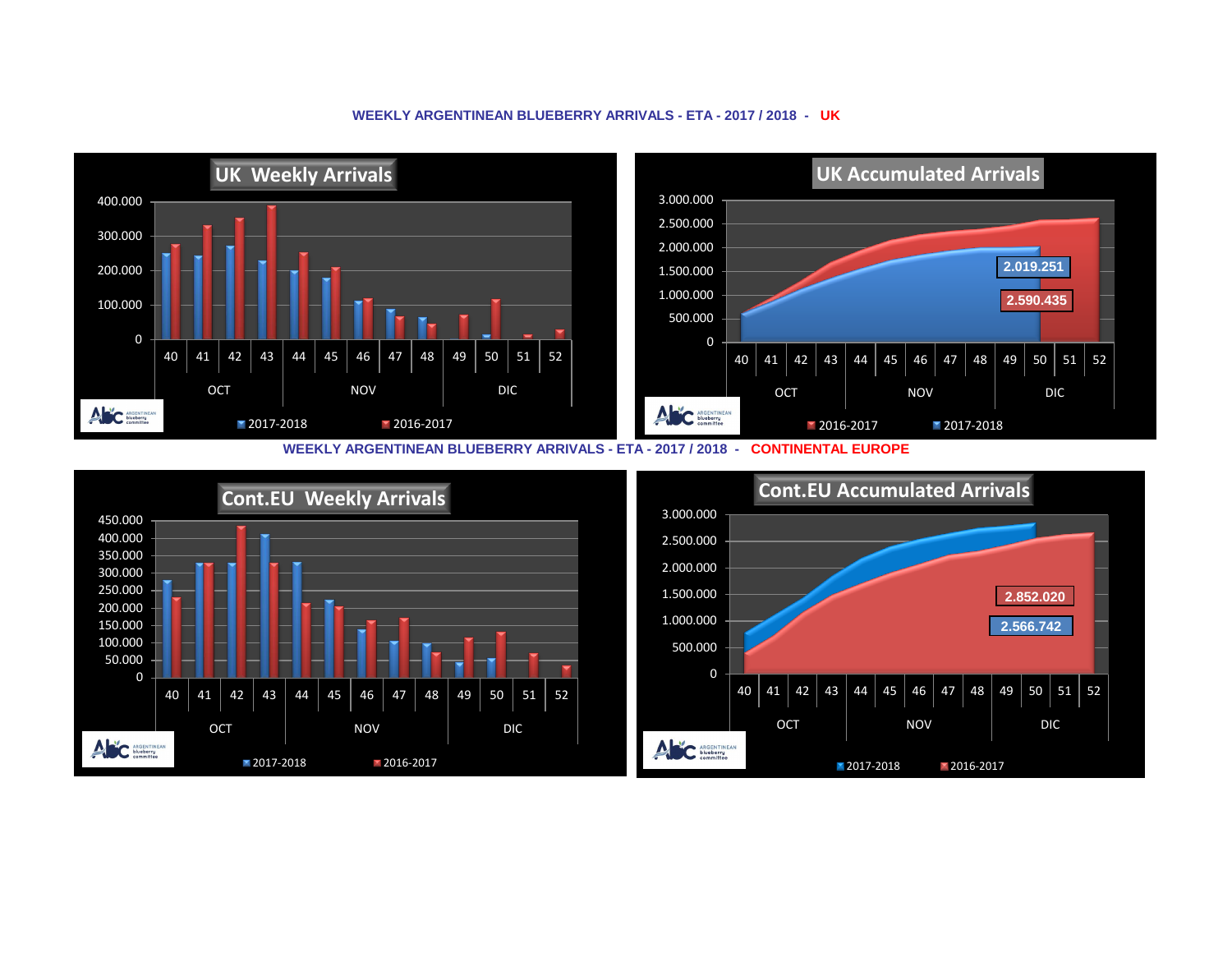## WEEKLY ARGENTINEAN BLUEBERRY ARRIVALS - ETA - 2017 / 2018 - UK

**UK Weekly Arrivals**

400.000
300.000
200.000
100.000
0

40 41 42 43 44 45 46 47 48 49 50 51 52

OCT NOV DIC

2017-2018 2016-2017

**UK Accumulated Arrivals**

3.000.000
2.500.000
2.000.000
1.500.000
1.000.000
500.000
0

2.019.251

2.590.435

40 41 42 43 44 45 46 47 48 49 50 51 52

OCT NOV DIC

2016-2017 2017-2018

## WEEKLY ARGENTINEAN BLUEBERRY ARRIVALS - ETA - 2017 / 2018 - CONTINENTAL EUROPE

**Cont.EU Weekly Arrivals**

450.000
400.000
350.000
300.000
250.000
200.000
150.000
100.000
50.000
0

40 41 42 43 44 45 46 47 48 49 50 51 52

OCT NOV DIC

2017-2018 2016-2017

**Cont.EU Accumulated Arrivals**

3.000.000
2.500.000
2.000.000
1.500.000
1.000.000
500.000
0

2.852.020

2.566.742

40 41 42 43 44 45 46 47 48 49 50 51 52

OCT NOV DIC

2017-2018 2016-2017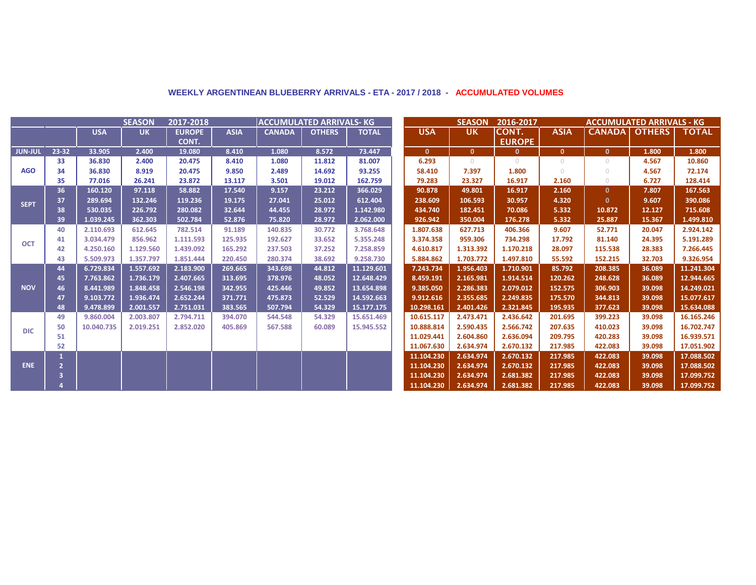### WEEKLY ARGENTINEAN BLUEBERRY ARRIVALS - ETA - 2017 / 2018 - ACCUMULATED VOLUMES

| | | SEASON 2017-2018 | | | | ACCUMULATED ARRIVALS- KG | | | SEASON 2016-2017 | | | | ACCUMULATED ARRIVALS - KG | | |
|---|---|---|---|---|---|---|---|---|---|---|---|---|---|---|---|
| | | USA | UK | EUROPE CONT. | ASIA | CANADA | OTHERS | TOTAL | USA | UK | CONT. EUROPE | ASIA | CANADA | OTHERS | TOTAL |
| JUN-JUL | 23-32 | 33.905 | 2.400 | 19.080 | 8.410 | 1.080 | 8.572 | 73.447 | 0 | 0 | 0 | 0 | 0 | 1.800 | 1.800 |
| AGO | 33 | 36.830 | 2.400 | 20.475 | 8.410 | 1.080 | 11.812 | 81.007 | 6.293 | 0 | 0 | 0 | 0 | 4.567 | 10.860 |
| | 34 | 36.830 | 8.919 | 20.475 | 9.850 | 2.489 | 14.692 | 93.255 | 58.410 | 7.397 | 1.800 | 0 | 0 | 4.567 | 72.174 |
| | 35 | 77.016 | 26.241 | 23.872 | 13.117 | 3.501 | 19.012 | 162.759 | 79.283 | 23.327 | 16.917 | 2.160 | 0 | 6.727 | 128.414 |
| SEPT | 36 | 160.120 | 97.118 | 58.882 | 17.540 | 9.157 | 23.212 | 366.029 | 90.878 | 49.801 | 16.917 | 2.160 | 0 | 7.807 | 167.563 |
| | 37 | 289.694 | 132.246 | 119.236 | 19.175 | 27.041 | 25.012 | 612.404 | 238.609 | 106.593 | 30.957 | 4.320 | 0 | 9.607 | 390.086 |
| | 38 | 530.035 | 226.792 | 280.082 | 32.644 | 44.455 | 28.972 | 1.142.980 | 434.740 | 182.451 | 70.086 | 5.332 | 10.872 | 12.127 | 715.608 |
| | 39 | 1.039.245 | 362.303 | 502.784 | 52.876 | 75.820 | 28.972 | 2.062.000 | 926.942 | 350.004 | 176.278 | 5.332 | 25.887 | 15.367 | 1.499.810 |
| OCT | 40 | 2.110.693 | 612.645 | 782.514 | 91.189 | 140.835 | 30.772 | 3.768.648 | 1.807.638 | 627.713 | 406.366 | 9.607 | 52.771 | 20.047 | 2.924.142 |
| | 41 | 3.034.479 | 856.962 | 1.111.593 | 125.935 | 192.627 | 33.652 | 5.355.248 | 3.374.358 | 959.306 | 734.298 | 17.792 | 81.140 | 24.395 | 5.191.289 |
| | 42 | 4.250.160 | 1.129.560 | 1.439.092 | 165.292 | 237.503 | 37.252 | 7.258.859 | 4.610.817 | 1.313.392 | 1.170.218 | 28.097 | 115.538 | 28.383 | 7.266.445 |
| | 43 | 5.509.973 | 1.357.797 | 1.851.444 | 220.450 | 280.374 | 38.692 | 9.258.730 | 5.884.862 | 1.703.772 | 1.497.810 | 55.592 | 152.215 | 32.703 | 9.326.954 |
| NOV | 44 | 6.729.834 | 1.557.692 | 2.183.900 | 269.665 | 343.698 | 44.812 | 11.129.601 | 7.243.734 | 1.956.403 | 1.710.901 | 85.792 | 208.385 | 36.089 | 11.241.304 |
| | 45 | 7.763.862 | 1.736.179 | 2.407.665 | 313.695 | 378.976 | 48.052 | 12.648.429 | 8.459.191 | 2.165.981 | 1.914.514 | 120.262 | 248.628 | 36.089 | 12.944.665 |
| | 46 | 8.441.989 | 1.848.458 | 2.546.198 | 342.955 | 425.446 | 49.852 | 13.654.898 | 9.385.050 | 2.286.383 | 2.079.012 | 152.575 | 306.903 | 39.098 | 14.249.021 |
| | 47 | 9.103.772 | 1.936.474 | 2.652.244 | 371.771 | 475.873 | 52.529 | 14.592.663 | 9.912.616 | 2.355.685 | 2.249.835 | 175.570 | 344.813 | 39.098 | 15.077.617 |
| | 48 | 9.478.899 | 2.001.557 | 2.751.031 | 383.565 | 507.794 | 54.329 | 15.177.175 | 10.298.161 | 2.401.426 | 2.321.845 | 195.935 | 377.623 | 39.098 | 15.634.088 |
| DIC | 49 | 9.860.004 | 2.003.807 | 2.794.711 | 394.070 | 544.548 | 54.329 | 15.651.469 | 10.615.117 | 2.473.471 | 2.436.642 | 201.695 | 399.223 | 39.098 | 16.165.246 |
| | 50 | 10.040.735 | 2.019.251 | 2.852.020 | 405.869 | 567.588 | 60.089 | 15.945.552 | 10.888.814 | 2.590.435 | 2.566.742 | 207.635 | 410.023 | 39.098 | 16.702.747 |
| | 51 | | | | | | | | 11.029.441 | 2.604.860 | 2.636.094 | 209.795 | 420.283 | 39.098 | 16.939.571 |
| | 52 | | | | | | | | 11.067.630 | 2.634.974 | 2.670.132 | 217.985 | 422.083 | 39.098 | 17.051.902 |
| ENE | 1 | | | | | | | | 11.104.230 | 2.634.974 | 2.670.132 | 217.985 | 422.083 | 39.098 | 17.088.502 |
| | 2 | | | | | | | | 11.104.230 | 2.634.974 | 2.670.132 | 217.985 | 422.083 | 39.098 | 17.088.502 |
| | 3 | | | | | | | | 11.104.230 | 2.634.974 | 2.681.382 | 217.985 | 422.083 | 39.098 | 17.099.752 |
| | 4 | | | | | | | | 11.104.230 | 2.634.974 | 2.681.382 | 217.985 | 422.083 | 39.098 | 17.099.752 |